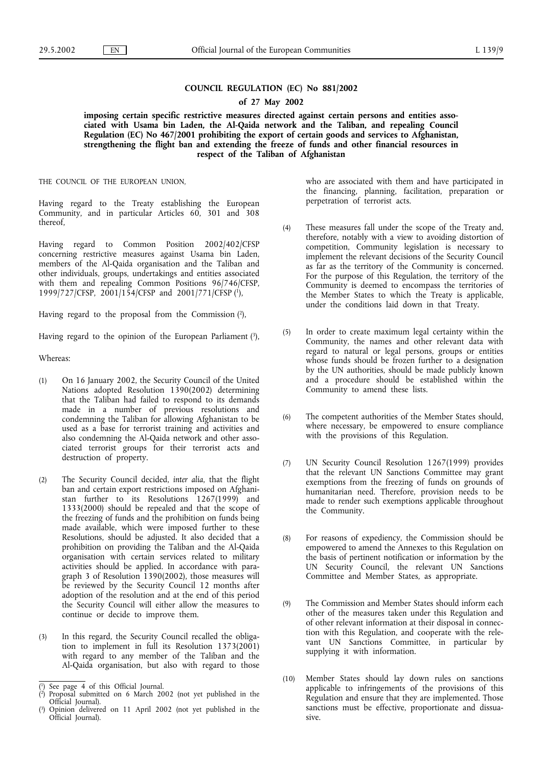# COUNCIL REGULATION (EC) No 881/2002

## of 27 May 2002

**imposing certain specific restrictive measures directed against certain persons and entities associated with Usama bin Laden, the Al-Qaida network and the Taliban, and repealing Council Regulation (EC) No 467/2001 prohibiting the export of certain goods and services to Afghanistan, strengthening the flight ban and extending the freeze of funds and other financial resources in respect of the Taliban of Afghanistan**

THE COUNCIL OF THE EUROPEAN UNION,

Having regard to the Treaty establishing the European Community, and in particular Articles 60, 301 and 308 thereof,

Having regard to Common Position 2002/402/CFSP concerning restrictive measures against Usama bin Laden, members of the Al-Qaida organisation and the Taliban and other individuals, groups, undertakings and entities associated with them and repealing Common Positions 96/746/CFSP, 1999/727/CFSP, 2001/154/CFSP and 2001/771/CFSP [1],

Having regard to the proposal from the Commission [2],

Having regard to the opinion of the European Parliament [3],

Whereas:

(1) On 16 January 2002, the Security Council of the United Nations adopted Resolution 1390(2002) determining that the Taliban had failed to respond to its demands made in a number of previous resolutions and condemning the Taliban for allowing Afghanistan to be used as a base for terrorist training and activities and also condemning the Al-Qaida network and other associated terrorist groups for their terrorist acts and destruction of property.

(2) The Security Council decided, *inter alia*, that the flight ban and certain export restrictions imposed on Afghanistan further to its Resolutions 1267(1999) and 1333(2000) should be repealed and that the scope of the freezing of funds and the prohibition on funds being made available, which were imposed further to these Resolutions, should be adjusted. It also decided that a prohibition on providing the Taliban and the Al-Qaida organisation with certain services related to military activities should be applied. In accordance with paragraph 3 of Resolution 1390(2002), those measures will be reviewed by the Security Council 12 months after adoption of the resolution and at the end of this period the Security Council will either allow the measures to continue or decide to improve them.

(3) In this regard, the Security Council recalled the obligation to implement in full its Resolution 1373(2001) with regard to any member of the Taliban and the Al-Qaida organisation, but also with regard to those who are associated with them and have participated in the financing, planning, facilitation, preparation or perpetration of terrorist acts.

(4) These measures fall under the scope of the Treaty and, therefore, notably with a view to avoiding distortion of competition, Community legislation is necessary to implement the relevant decisions of the Security Council as far as the territory of the Community is concerned. For the purpose of this Regulation, the territory of the Community is deemed to encompass the territories of the Member States to which the Treaty is applicable, under the conditions laid down in that Treaty.

(5) In order to create maximum legal certainty within the Community, the names and other relevant data with regard to natural or legal persons, groups or entities whose funds should be frozen further to a designation by the UN authorities, should be made publicly known and a procedure should be established within the Community to amend these lists.

(6) The competent authorities of the Member States should, where necessary, be empowered to ensure compliance with the provisions of this Regulation.

(7) UN Security Council Resolution 1267(1999) provides that the relevant UN Sanctions Committee may grant exemptions from the freezing of funds on grounds of humanitarian need. Therefore, provision needs to be made to render such exemptions applicable throughout the Community.

(8) For reasons of expediency, the Commission should be empowered to amend the Annexes to this Regulation on the basis of pertinent notification or information by the UN Security Council, the relevant UN Sanctions Committee and Member States, as appropriate.

(9) The Commission and Member States should inform each other of the measures taken under this Regulation and of other relevant information at their disposal in connection with this Regulation, and cooperate with the relevant UN Sanctions Committee, in particular by supplying it with information.

(10) Member States should lay down rules on sanctions applicable to infringements of the provisions of this Regulation and ensure that they are implemented. Those sanctions must be effective, proportionate and dissuasive.

---

[1] See page 4 of this Official Journal.

[2] Proposal submitted on 6 March 2002 (not yet published in the Official Journal).

[3] Opinion delivered on 11 April 2002 (not yet published in the Official Journal).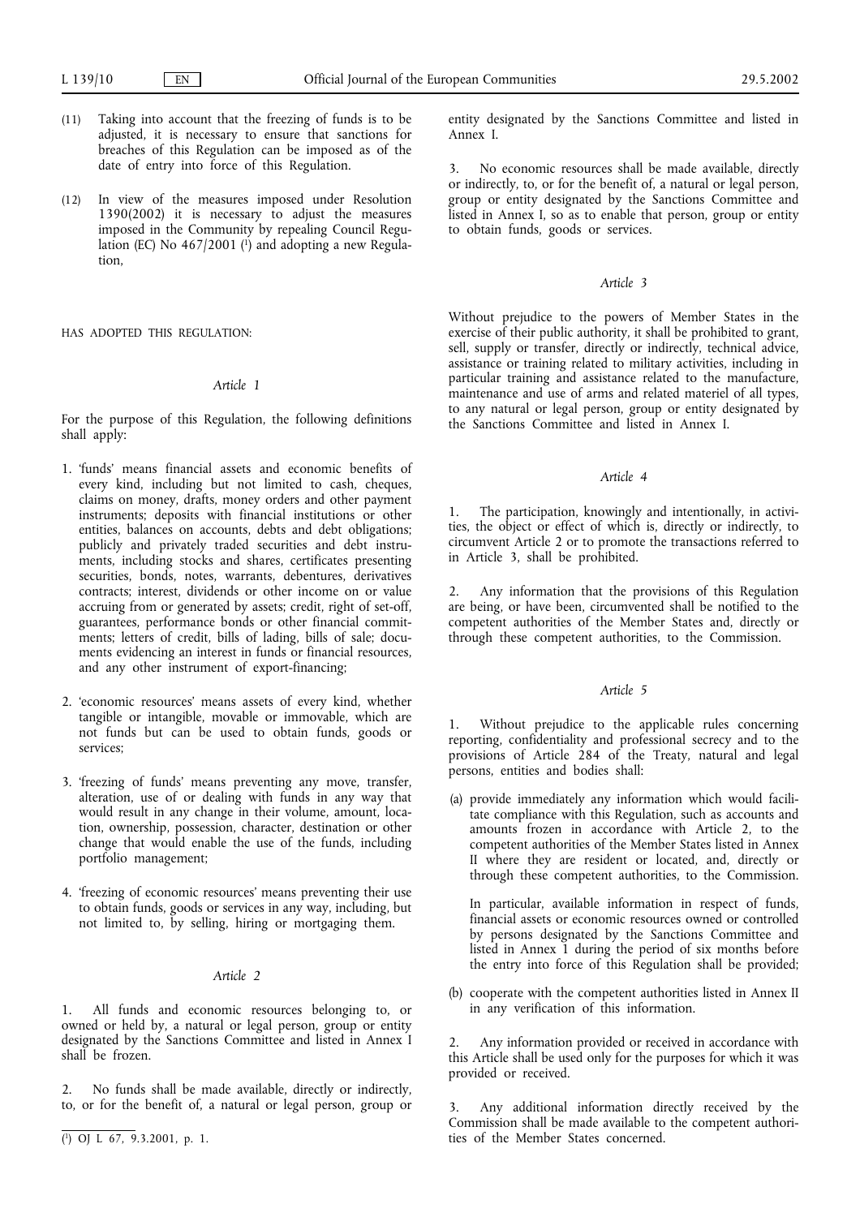(11) Taking into account that the freezing of funds is to be adjusted, it is necessary to ensure that sanctions for breaches of this Regulation can be imposed as of the date of entry into force of this Regulation.

(12) In view of the measures imposed under Resolution 1390(2002) it is necessary to adjust the measures imposed in the Community by repealing Council Regulation (EC) No 467/2001 [1] and adopting a new Regulation,

HAS ADOPTED THIS REGULATION:

*Article 1*

For the purpose of this Regulation, the following definitions shall apply:

1. 'funds' means financial assets and economic benefits of every kind, including but not limited to cash, cheques, claims on money, drafts, money orders and other payment instruments; deposits with financial institutions or other entities, balances on accounts, debts and debt obligations; publicly and privately traded securities and debt instruments, including stocks and shares, certificates presenting securities, bonds, notes, warrants, debentures, derivatives contracts; interest, dividends or other income on or value accruing from or generated by assets; credit, right of set-off, guarantees, performance bonds or other financial commitments; letters of credit, bills of lading, bills of sale; documents evidencing an interest in funds or financial resources, and any other instrument of export-financing;

2. 'economic resources' means assets of every kind, whether tangible or intangible, movable or immovable, which are not funds but can be used to obtain funds, goods or services;

3. 'freezing of funds' means preventing any move, transfer, alteration, use of or dealing with funds in any way that would result in any change in their volume, amount, location, ownership, possession, character, destination or other change that would enable the use of the funds, including portfolio management;

4. 'freezing of economic resources' means preventing their use to obtain funds, goods or services in any way, including, but not limited to, by selling, hiring or mortgaging them.

*Article 2*

1. All funds and economic resources belonging to, or owned or held by, a natural or legal person, group or entity designated by the Sanctions Committee and listed in Annex I shall be frozen.

2. No funds shall be made available, directly or indirectly, to, or for the benefit of, a natural or legal person, group or entity designated by the Sanctions Committee and listed in Annex I.

3. No economic resources shall be made available, directly or indirectly, to, or for the benefit of, a natural or legal person, group or entity designated by the Sanctions Committee and listed in Annex I, so as to enable that person, group or entity to obtain funds, goods or services.

*Article 3*

Without prejudice to the powers of Member States in the exercise of their public authority, it shall be prohibited to grant, sell, supply or transfer, directly or indirectly, technical advice, assistance or training related to military activities, including in particular training and assistance related to the manufacture, maintenance and use of arms and related materiel of all types, to any natural or legal person, group or entity designated by the Sanctions Committee and listed in Annex I.

*Article 4*

1. The participation, knowingly and intentionally, in activities, the object or effect of which is, directly or indirectly, to circumvent Article 2 or to promote the transactions referred to in Article 3, shall be prohibited.

2. Any information that the provisions of this Regulation are being, or have been, circumvented shall be notified to the competent authorities of the Member States and, directly or through these competent authorities, to the Commission.

*Article 5*

1. Without prejudice to the applicable rules concerning reporting, confidentiality and professional secrecy and to the provisions of Article 284 of the Treaty, natural and legal persons, entities and bodies shall:

(a) provide immediately any information which would facilitate compliance with this Regulation, such as accounts and amounts frozen in accordance with Article 2, to the competent authorities of the Member States listed in Annex II where they are resident or located, and, directly or through these competent authorities, to the Commission.

   In particular, available information in respect of funds, financial assets or economic resources owned or controlled by persons designated by the Sanctions Committee and listed in Annex 1 during the period of six months before the entry into force of this Regulation shall be provided;

(b) cooperate with the competent authorities listed in Annex II in any verification of this information.

2. Any information provided or received in accordance with this Article shall be used only for the purposes for which it was provided or received.

3. Any additional information directly received by the Commission shall be made available to the competent authorities of the Member States concerned.

[1] OJ L 67, 9.3.2001, p. 1.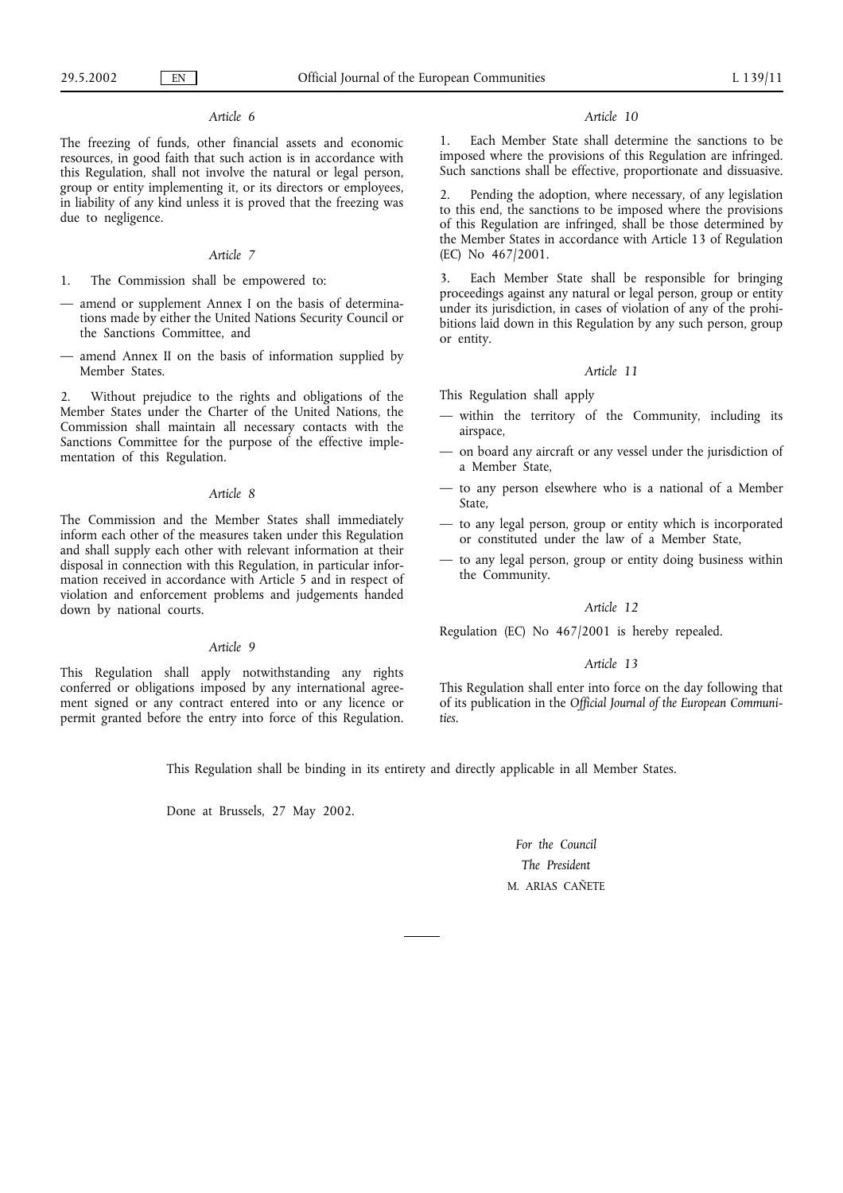*Article 6*

The freezing of funds, other financial assets and economic resources, in good faith that such action is in accordance with this Regulation, shall not involve the natural or legal person, group or entity implementing it, or its directors or employees, in liability of any kind unless it is proved that the freezing was due to negligence.

*Article 7*

1. The Commission shall be empowered to:

— amend or supplement Annex I on the basis of determinations made by either the United Nations Security Council or the Sanctions Committee, and

— amend Annex II on the basis of information supplied by Member States.

2. Without prejudice to the rights and obligations of the Member States under the Charter of the United Nations, the Commission shall maintain all necessary contacts with the Sanctions Committee for the purpose of the effective implementation of this Regulation.

*Article 8*

The Commission and the Member States shall immediately inform each other of the measures taken under this Regulation and shall supply each other with relevant information at their disposal in connection with this Regulation, in particular information received in accordance with Article 5 and in respect of violation and enforcement problems and judgements handed down by national courts.

*Article 9*

This Regulation shall apply notwithstanding any rights conferred or obligations imposed by any international agreement signed or any contract entered into or any licence or permit granted before the entry into force of this Regulation.

*Article 10*

1. Each Member State shall determine the sanctions to be imposed where the provisions of this Regulation are infringed. Such sanctions shall be effective, proportionate and dissuasive.

2. Pending the adoption, where necessary, of any legislation to this end, the sanctions to be imposed where the provisions of this Regulation are infringed, shall be those determined by the Member States in accordance with Article 13 of Regulation (EC) No 467/2001.

3. Each Member State shall be responsible for bringing proceedings against any natural or legal person, group or entity under its jurisdiction, in cases of violation of any of the prohibitions laid down in this Regulation by any such person, group or entity.

*Article 11*

This Regulation shall apply

— within the territory of the Community, including its airspace,

— on board any aircraft or any vessel under the jurisdiction of a Member State,

— to any person elsewhere who is a national of a Member State,

— to any legal person, group or entity which is incorporated or constituted under the law of a Member State,

— to any legal person, group or entity doing business within the Community.

*Article 12*

Regulation (EC) No 467/2001 is hereby repealed.

*Article 13*

This Regulation shall enter into force on the day following that of its publication in the *Official Journal of the European Communities*.

This Regulation shall be binding in its entirety and directly applicable in all Member States.

Done at Brussels, 27 May 2002.

*For the Council*

*The President*

M. ARIAS CAÑETE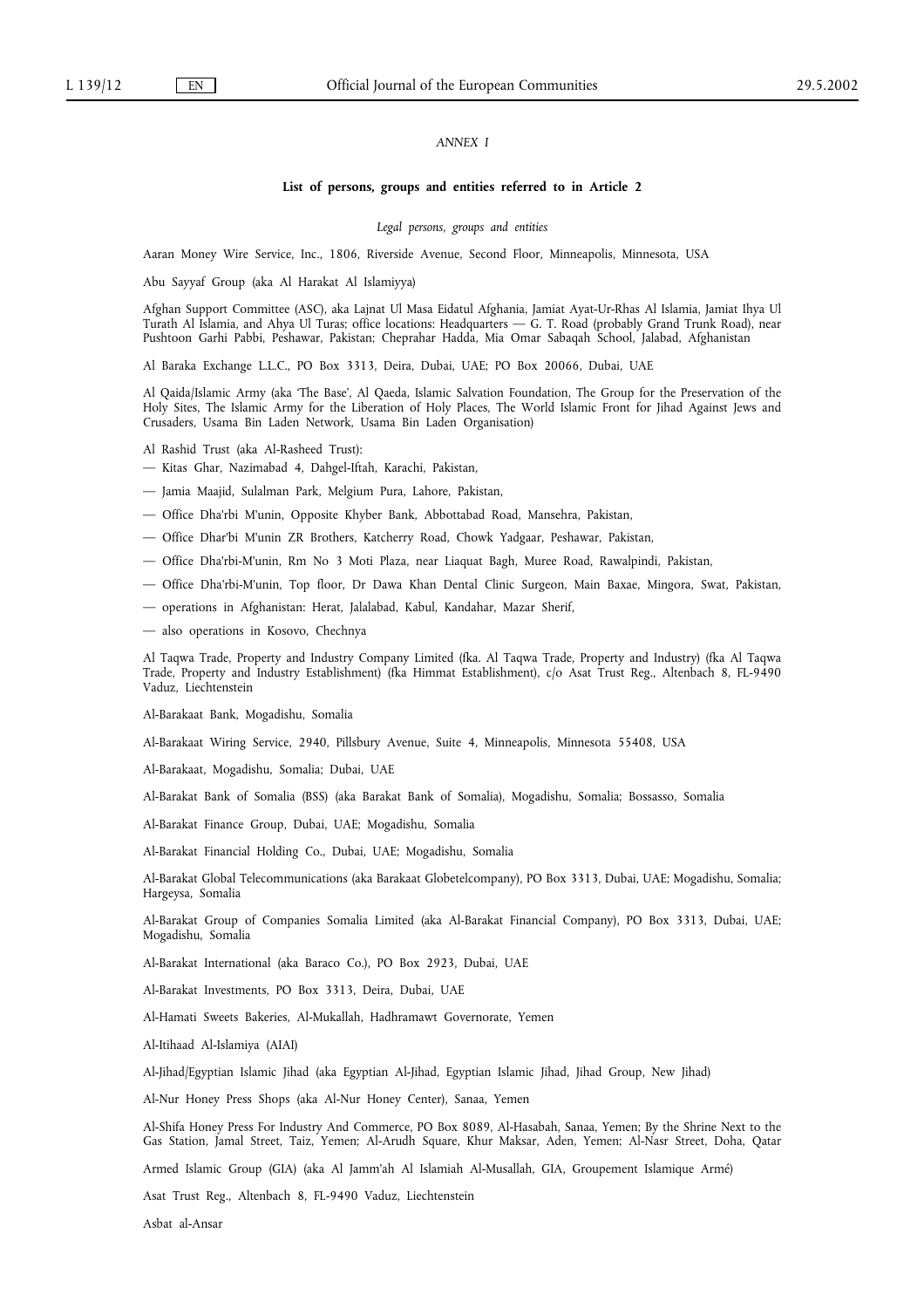*ANNEX I*

**List of persons, groups and entities referred to in Article 2**

*Legal persons, groups and entities*

Aaran Money Wire Service, Inc., 1806, Riverside Avenue, Second Floor, Minneapolis, Minnesota, USA

Abu Sayyaf Group (aka Al Harakat Al Islamiyya)

Afghan Support Committee (ASC), aka Lajnat Ul Masa Eidatul Afghania, Jamiat Ayat-Ur-Rhas Al Islamia, Jamiat Ihya Ul Turath Al Islamia, and Ahya Ul Turas; office locations: Headquarters — G. T. Road (probably Grand Trunk Road), near Pushtoon Garhi Pabbi, Peshawar, Pakistan; Cheprahar Hadda, Mia Omar Sabaqah School, Jalabad, Afghanistan

Al Baraka Exchange L.L.C., PO Box 3313, Deira, Dubai, UAE; PO Box 20066, Dubai, UAE

Al Qaida/Islamic Army (aka 'The Base', Al Qaeda, Islamic Salvation Foundation, The Group for the Preservation of the Holy Sites, The Islamic Army for the Liberation of Holy Places, The World Islamic Front for Jihad Against Jews and Crusaders, Usama Bin Laden Network, Usama Bin Laden Organisation)

Al Rashid Trust (aka Al-Rasheed Trust):

- Kitas Ghar, Nazimabad 4, Dahgel-Iftah, Karachi, Pakistan,
- Jamia Maajid, Sulalman Park, Melgium Pura, Lahore, Pakistan,
- Office Dha'rbi M'unin, Opposite Khyber Bank, Abbottabad Road, Mansehra, Pakistan,
- Office Dhar'bi M'unin ZR Brothers, Katcherry Road, Chowk Yadgaar, Peshawar, Pakistan,
- Office Dha'rbi-M'unin, Rm No 3 Moti Plaza, near Liaquat Bagh, Muree Road, Rawalpindi, Pakistan,
- Office Dha'rbi-M'unin, Top floor, Dr Dawa Khan Dental Clinic Surgeon, Main Baxae, Mingora, Swat, Pakistan,
- operations in Afghanistan: Herat, Jalalabad, Kabul, Kandahar, Mazar Sherif,
- also operations in Kosovo, Chechnya

Al Taqwa Trade, Property and Industry Company Limited (fka. Al Taqwa Trade, Property and Industry) (fka Al Taqwa Trade, Property and Industry Establishment) (fka Himmat Establishment), c/o Asat Trust Reg., Altenbach 8, FL-9490 Vaduz, Liechtenstein

Al-Barakaat Bank, Mogadishu, Somalia

Al-Barakaat Wiring Service, 2940, Pillsbury Avenue, Suite 4, Minneapolis, Minnesota 55408, USA

Al-Barakaat, Mogadishu, Somalia; Dubai, UAE

Al-Barakat Bank of Somalia (BSS) (aka Barakat Bank of Somalia), Mogadishu, Somalia; Bossasso, Somalia

Al-Barakat Finance Group, Dubai, UAE; Mogadishu, Somalia

Al-Barakat Financial Holding Co., Dubai, UAE; Mogadishu, Somalia

Al-Barakat Global Telecommunications (aka Barakaat Globetelcompany), PO Box 3313, Dubai, UAE; Mogadishu, Somalia; Hargeysa, Somalia

Al-Barakat Group of Companies Somalia Limited (aka Al-Barakat Financial Company), PO Box 3313, Dubai, UAE; Mogadishu, Somalia

Al-Barakat International (aka Baraco Co.), PO Box 2923, Dubai, UAE

Al-Barakat Investments, PO Box 3313, Deira, Dubai, UAE

Al-Hamati Sweets Bakeries, Al-Mukallah, Hadhramawt Governorate, Yemen

Al-Itihaad Al-Islamiya (AIAI)

Al-Jihad/Egyptian Islamic Jihad (aka Egyptian Al-Jihad, Egyptian Islamic Jihad, Jihad Group, New Jihad)

Al-Nur Honey Press Shops (aka Al-Nur Honey Center), Sanaa, Yemen

Al-Shifa Honey Press For Industry And Commerce, PO Box 8089, Al-Hasabah, Sanaa, Yemen; By the Shrine Next to the Gas Station, Jamal Street, Taiz, Yemen; Al-Arudh Square, Khur Maksar, Aden, Yemen; Al-Nasr Street, Doha, Qatar

Armed Islamic Group (GIA) (aka Al Jamm'ah Al Islamiah Al-Musallah, GIA, Groupement Islamique Armé)

Asat Trust Reg., Altenbach 8, FL-9490 Vaduz, Liechtenstein

Asbat al-Ansar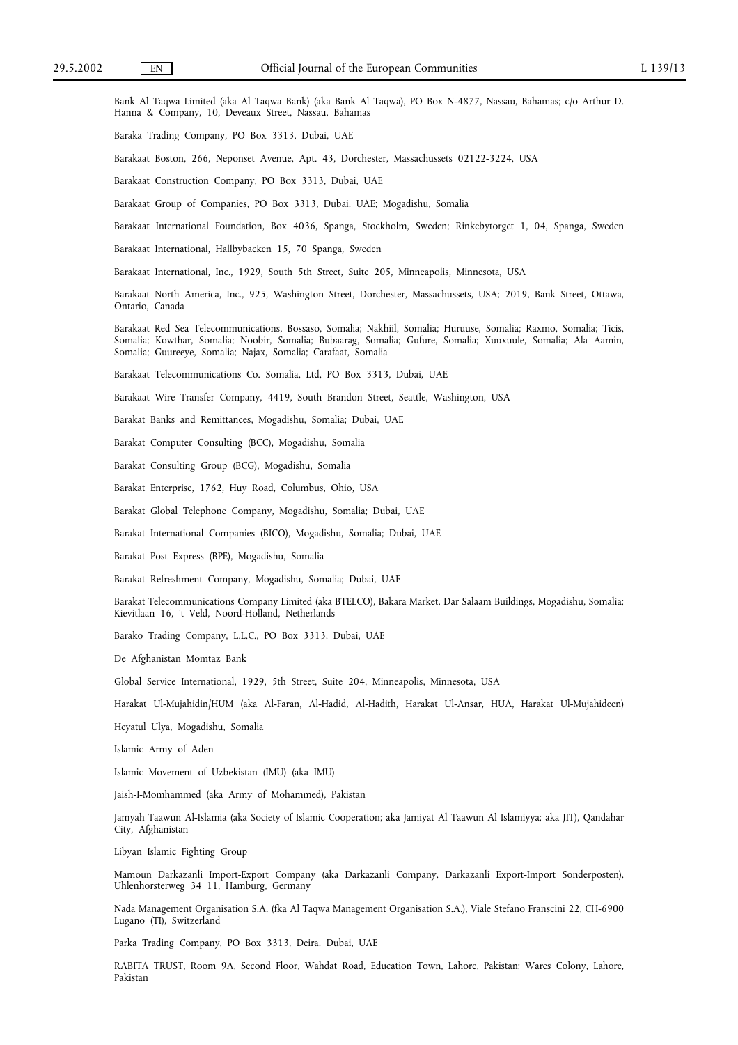Bank Al Taqwa Limited (aka Al Taqwa Bank) (aka Bank Al Taqwa), PO Box N-4877, Nassau, Bahamas; c/o Arthur D. Hanna & Company, 10, Deveaux Street, Nassau, Bahamas

Baraka Trading Company, PO Box 3313, Dubai, UAE

Barakaat Boston, 266, Neponset Avenue, Apt. 43, Dorchester, Massachussets 02122-3224, USA

Barakaat Construction Company, PO Box 3313, Dubai, UAE

Barakaat Group of Companies, PO Box 3313, Dubai, UAE; Mogadishu, Somalia

Barakaat International Foundation, Box 4036, Spanga, Stockholm, Sweden; Rinkebytorget 1, 04, Spanga, Sweden

Barakaat International, Hallbybacken 15, 70 Spanga, Sweden

Barakaat International, Inc., 1929, South 5th Street, Suite 205, Minneapolis, Minnesota, USA

Barakaat North America, Inc., 925, Washington Street, Dorchester, Massachussets, USA; 2019, Bank Street, Ottawa, Ontario, Canada

Barakaat Red Sea Telecommunications, Bossaso, Somalia; Nakhiil, Somalia; Huruuse, Somalia; Raxmo, Somalia; Ticis, Somalia; Kowthar, Somalia; Noobir, Somalia; Bubaarag, Somalia; Gufure, Somalia; Xuuxuule, Somalia; Ala Aamin, Somalia; Guureeye, Somalia; Najax, Somalia; Carafaat, Somalia

Barakaat Telecommunications Co. Somalia, Ltd, PO Box 3313, Dubai, UAE

Barakaat Wire Transfer Company, 4419, South Brandon Street, Seattle, Washington, USA

Barakat Banks and Remittances, Mogadishu, Somalia; Dubai, UAE

Barakat Computer Consulting (BCC), Mogadishu, Somalia

Barakat Consulting Group (BCG), Mogadishu, Somalia

Barakat Enterprise, 1762, Huy Road, Columbus, Ohio, USA

Barakat Global Telephone Company, Mogadishu, Somalia; Dubai, UAE

Barakat International Companies (BICO), Mogadishu, Somalia; Dubai, UAE

Barakat Post Express (BPE), Mogadishu, Somalia

Barakat Refreshment Company, Mogadishu, Somalia; Dubai, UAE

Barakat Telecommunications Company Limited (aka BTELCO), Bakara Market, Dar Salaam Buildings, Mogadishu, Somalia; Kievitlaan 16, 't Veld, Noord-Holland, Netherlands

Barako Trading Company, L.L.C., PO Box 3313, Dubai, UAE

De Afghanistan Momtaz Bank

Global Service International, 1929, 5th Street, Suite 204, Minneapolis, Minnesota, USA

Harakat Ul-Mujahidin/HUM (aka Al-Faran, Al-Hadid, Al-Hadith, Harakat Ul-Ansar, HUA, Harakat Ul-Mujahideen)

Heyatul Ulya, Mogadishu, Somalia

Islamic Army of Aden

Islamic Movement of Uzbekistan (IMU) (aka IMU)

Jaish-I-Momhammed (aka Army of Mohammed), Pakistan

Jamyah Taawun Al-Islamia (aka Society of Islamic Cooperation; aka Jamiyat Al Taawun Al Islamiyya; aka JIT), Qandahar City, Afghanistan

Libyan Islamic Fighting Group

Mamoun Darkazanli Import-Export Company (aka Darkazanli Company, Darkazanli Export-Import Sonderposten), Uhlenhorsterweg 34 11, Hamburg, Germany

Nada Management Organisation S.A. (fka Al Taqwa Management Organisation S.A.), Viale Stefano Franscini 22, CH-6900 Lugano (TI), Switzerland

Parka Trading Company, PO Box 3313, Deira, Dubai, UAE

RABITA TRUST, Room 9A, Second Floor, Wahdat Road, Education Town, Lahore, Pakistan; Wares Colony, Lahore, Pakistan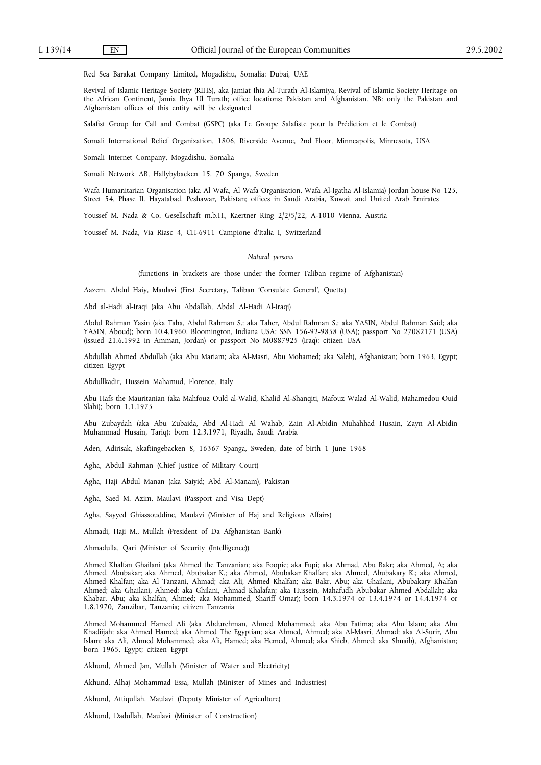Red Sea Barakat Company Limited, Mogadishu, Somalia; Dubai, UAE

Revival of Islamic Heritage Society (RIHS), aka Jamiat Ihia Al-Turath Al-Islamiya, Revival of Islamic Society Heritage on the African Continent, Jamia Ihya Ul Turath; office locations: Pakistan and Afghanistan. NB: only the Pakistan and Afghanistan offices of this entity will be designated

Salafist Group for Call and Combat (GSPC) (aka Le Groupe Salafiste pour la Prédiction et le Combat)

Somali International Relief Organization, 1806, Riverside Avenue, 2nd Floor, Minneapolis, Minnesota, USA

Somali Internet Company, Mogadishu, Somalia

Somali Network AB, Hallybybacken 15, 70 Spanga, Sweden

Wafa Humanitarian Organisation (aka Al Wafa, Al Wafa Organisation, Wafa Al-Igatha Al-Islamia) Jordan house No 125, Street 54, Phase II. Hayatabad, Peshawar, Pakistan; offices in Saudi Arabia, Kuwait and United Arab Emirates

Youssef M. Nada & Co. Gesellschaft m.b.H., Kaertner Ring 2/2/5/22, A-1010 Vienna, Austria

Youssef M. Nada, Via Riasc 4, CH-6911 Campione d'Italia I, Switzerland

*Natural persons*

(functions in brackets are those under the former Taliban regime of Afghanistan)

Aazem, Abdul Haiy, Maulavi (First Secretary, Taliban 'Consulate General', Quetta)

Abd al-Hadi al-Iraqi (aka Abu Abdallah, Abdal Al-Hadi Al-Iraqi)

Abdul Rahman Yasin (aka Taha, Abdul Rahman S.; aka Taher, Abdul Rahman S.; aka YASIN, Abdul Rahman Said; aka YASIN, Aboud); born 10.4.1960, Bloomington, Indiana USA; SSN 156-92-9858 (USA); passport No 27082171 (USA) (issued 21.6.1992 in Amman, Jordan) or passport No M0887925 (Iraq); citizen USA

Abdullah Ahmed Abdullah (aka Abu Mariam; aka Al-Masri, Abu Mohamed; aka Saleh), Afghanistan; born 1963, Egypt; citizen Egypt

Abdullkadir, Hussein Mahamud, Florence, Italy

Abu Hafs the Mauritanian (aka Mahfouz Ould al-Walid, Khalid Al-Shanqiti, Mafouz Walad Al-Walid, Mahamedou Ouid Slahi); born 1.1.1975

Abu Zubaydah (aka Abu Zubaida, Abd Al-Hadi Al Wahab, Zain Al-Abidin Muhahhad Husain, Zayn Al-Abidin Muhammad Husain, Tariq); born 12.3.1971, Riyadh, Saudi Arabia

Aden, Adirisak, Skaftingebacken 8, 16367 Spanga, Sweden, date of birth 1 June 1968

Agha, Abdul Rahman (Chief Justice of Military Court)

Agha, Haji Abdul Manan (aka Saiyid; Abd Al-Manam), Pakistan

Agha, Saed M. Azim, Maulavi (Passport and Visa Dept)

Agha, Sayyed Ghiassouddine, Maulavi (Minister of Haj and Religious Affairs)

Ahmadi, Haji M., Mullah (President of Da Afghanistan Bank)

Ahmadulla, Qari (Minister of Security (Intelligence))

Ahmed Khalfan Ghailani (aka Ahmed the Tanzanian; aka Foopie; aka Fupi; aka Ahmad, Abu Bakr; aka Ahmed, A; aka Ahmed, Abubakar; aka Ahmed, Abubakar K.; aka Ahmed, Abubakar Khalfan; aka Ahmed, Abubakary K.; aka Ahmed, Ahmed Khalfan; aka Al Tanzani, Ahmad; aka Ali, Ahmed Khalfan; aka Bakr, Abu; aka Ghailani, Abubakary Khalfan Ahmed; aka Ghailani, Ahmed; aka Ghilani, Ahmad Khalafan; aka Hussein, Mahafudh Abubakar Ahmed Abdallah; aka Khabar, Abu; aka Khalfan, Ahmed; aka Mohammed, Shariff Omar); born 14.3.1974 or 13.4.1974 or 14.4.1974 or 1.8.1970, Zanzibar, Tanzania; citizen Tanzania

Ahmed Mohammed Hamed Ali (aka Abdurehman, Ahmed Mohammed; aka Abu Fatima; aka Abu Islam; aka Abu Khadiijah; aka Ahmed Hamed; aka Ahmed The Egyptian; aka Ahmed, Ahmed; aka Al-Masri, Ahmad; aka Al-Surir, Abu Islam; aka Ali, Ahmed Mohammed; aka Ali, Hamed; aka Hemed, Ahmed; aka Shieb, Ahmed; aka Shuaib), Afghanistan; born 1965, Egypt; citizen Egypt

Akhund, Ahmed Jan, Mullah (Minister of Water and Electricity)

Akhund, Alhaj Mohammad Essa, Mullah (Minister of Mines and Industries)

Akhund, Attiqullah, Maulavi (Deputy Minister of Agriculture)

Akhund, Dadullah, Maulavi (Minister of Construction)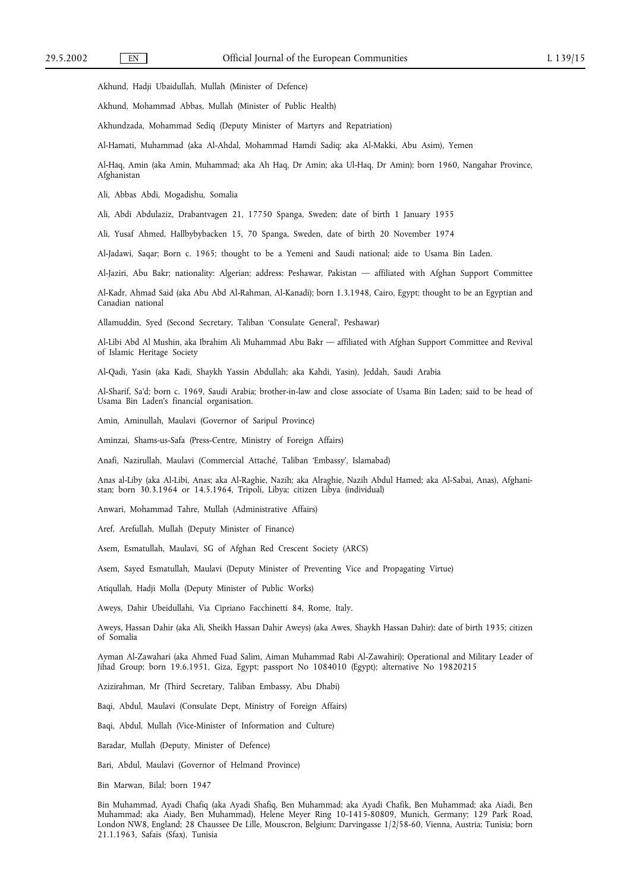Akhund, Hadji Ubaidullah, Mullah (Minister of Defence)

Akhund, Mohammad Abbas, Mullah (Minister of Public Health)

Akhundzada, Mohammad Sediq (Deputy Minister of Martyrs and Repatriation)

Al-Hamati, Muhammad (aka Al-Ahdal, Mohammad Hamdi Sadiq; aka Al-Makki, Abu Asim), Yemen

Al-Haq, Amin (aka Amin, Muhammad; aka Ah Haq, Dr Amin; aka Ul-Haq, Dr Amin); born 1960, Nangahar Province, Afghanistan

Ali, Abbas Abdi, Mogadishu, Somalia

Ali, Abdi Abdulaziz, Drabantvagen 21, 17750 Spanga, Sweden; date of birth 1 January 1955

Ali, Yusaf Ahmed, Hallbybybacken 15, 70 Spanga, Sweden, date of birth 20 November 1974

Al-Jadawi, Saqar; Born c. 1965; thought to be a Yemeni and Saudi national; aide to Usama Bin Laden.

Al-Jaziri, Abu Bakr; nationality: Algerian; address: Peshawar, Pakistan — affiliated with Afghan Support Committee

Al-Kadr, Ahmad Said (aka Abu Abd Al-Rahman, Al-Kanadi); born 1.3.1948, Cairo, Egypt; thought to be an Egyptian and Canadian national

Allamuddin, Syed (Second Secretary, Taliban 'Consulate General', Peshawar)

Al-Libi Abd Al Mushin, aka Ibrahim Ali Muhammad Abu Bakr — affiliated with Afghan Support Committee and Revival of Islamic Heritage Society

Al-Qadi, Yasin (aka Kadi, Shaykh Yassin Abdullah; aka Kahdi, Yasin), Jeddah, Saudi Arabia

Al-Sharif, Sa'd; born c. 1969, Saudi Arabia; brother-in-law and close associate of Usama Bin Laden; said to be head of Usama Bin Laden's financial organisation.

Amin, Aminullah, Maulavi (Governor of Saripul Province)

Aminzai, Shams-us-Safa (Press-Centre, Ministry of Foreign Affairs)

Anafi, Nazirullah, Maulavi (Commercial Attaché, Taliban 'Embassy', Islamabad)

Anas al-Liby (aka Al-Libi, Anas; aka Al-Raghie, Nazih; aka Alraghie, Nazih Abdul Hamed; aka Al-Sabai, Anas), Afghanistan; born 30.3.1964 or 14.5.1964, Tripoli, Libya; citizen Libya (individual)

Anwari, Mohammad Tahre, Mullah (Administrative Affairs)

Aref, Arefullah, Mullah (Deputy Minister of Finance)

Asem, Esmatullah, Maulavi, SG of Afghan Red Crescent Society (ARCS)

Asem, Sayed Esmatullah, Maulavi (Deputy Minister of Preventing Vice and Propagating Virtue)

Atiqullah, Hadji Molla (Deputy Minister of Public Works)

Aweys, Dahir Ubeidullahi, Via Cipriano Facchinetti 84, Rome, Italy.

Aweys, Hassan Dahir (aka Ali, Sheikh Hassan Dahir Aweys) (aka Awes, Shaykh Hassan Dahir); date of birth 1935; citizen of Somalia

Ayman Al-Zawahari (aka Ahmed Fuad Salim, Aiman Muhammad Rabi Al-Zawahiri); Operational and Military Leader of Jihad Group; born 19.6.1951, Giza, Egypt; passport No 1084010 (Egypt); alternative No 19820215

Azizirahman, Mr (Third Secretary, Taliban Embassy, Abu Dhabi)

Baqi, Abdul, Maulavi (Consulate Dept, Ministry of Foreign Affairs)

Baqi, Abdul, Mullah (Vice-Minister of Information and Culture)

Baradar, Mullah (Deputy, Minister of Defence)

Bari, Abdul, Maulavi (Governor of Helmand Province)

Bin Marwan, Bilal; born 1947

Bin Muhammad, Ayadi Chafiq (aka Ayadi Shafiq, Ben Muhammad; aka Ayadi Chafik, Ben Muhammad; aka Aiadi, Ben Muhammad; aka Aiady, Ben Muhammad), Helene Meyer Ring 10-1415-80809, Munich, Germany; 129 Park Road, London NW8, England; 28 Chaussee De Lille, Mouscron, Belgium; Darvingasse 1/2/58-60, Vienna, Austria; Tunisia; born 21.1.1963, Safais (Sfax), Tunisia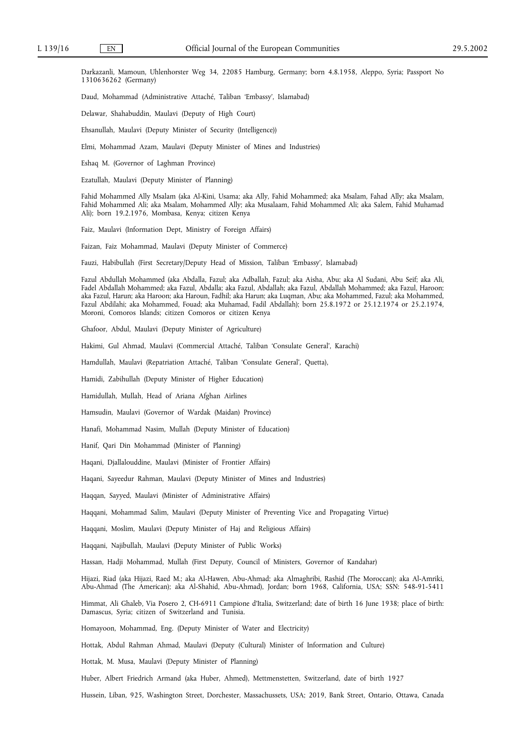Darkazanli, Mamoun, Uhlenhorster Weg 34, 22085 Hamburg, Germany; born 4.8.1958, Aleppo, Syria; Passport No 1310636262 (Germany)

Daud, Mohammad (Administrative Attaché, Taliban 'Embassy', Islamabad)

Delawar, Shahabuddin, Maulavi (Deputy of High Court)

Ehsanullah, Maulavi (Deputy Minister of Security (Intelligence))

Elmi, Mohammad Azam, Maulavi (Deputy Minister of Mines and Industries)

Eshaq M. (Governor of Laghman Province)

Ezatullah, Maulavi (Deputy Minister of Planning)

Fahid Mohammed Ally Msalam (aka Al-Kini, Usama; aka Ally, Fahid Mohammed; aka Msalam, Fahad Ally; aka Msalam, Fahid Mohammed Ali; aka Msalam, Mohammed Ally; aka Musalaam, Fahid Mohammed Ali; aka Salem, Fahid Muhamad Ali); born 19.2.1976, Mombasa, Kenya; citizen Kenya

Faiz, Maulavi (Information Dept, Ministry of Foreign Affairs)

Faizan, Faiz Mohammad, Maulavi (Deputy Minister of Commerce)

Fauzi, Habibullah (First Secretary/Deputy Head of Mission, Taliban 'Embassy', Islamabad)

Fazul Abdullah Mohammed (aka Abdalla, Fazul; aka Adballah, Fazul; aka Aisha, Abu; aka Al Sudani, Abu Seif; aka Ali, Fadel Abdallah Mohammed; aka Fazul, Abdalla; aka Fazul, Abdallah; aka Fazul, Abdallah Mohammed; aka Fazul, Haroon; aka Fazul, Harun; aka Haroon; aka Haroun, Fadhil; aka Harun; aka Luqman, Abu; aka Mohammed, Fazul; aka Mohammed, Fazul Abdilahi; aka Mohammed, Fouad; aka Muhamad, Fadil Abdallah); born 25.8.1972 or 25.12.1974 or 25.2.1974, Moroni, Comoros Islands; citizen Comoros or citizen Kenya

Ghafoor, Abdul, Maulavi (Deputy Minister of Agriculture)

Hakimi, Gul Ahmad, Maulavi (Commercial Attaché, Taliban 'Consulate General', Karachi)

Hamdullah, Maulavi (Repatriation Attaché, Taliban 'Consulate General', Quetta),

Hamidi, Zabihullah (Deputy Minister of Higher Education)

Hamidullah, Mullah, Head of Ariana Afghan Airlines

Hamsudin, Maulavi (Governor of Wardak (Maidan) Province)

Hanafi, Mohammad Nasim, Mullah (Deputy Minister of Education)

Hanif, Qari Din Mohammad (Minister of Planning)

Haqani, Djallalouddine, Maulavi (Minister of Frontier Affairs)

Haqani, Sayeedur Rahman, Maulavi (Deputy Minister of Mines and Industries)

Haqqan, Sayyed, Maulavi (Minister of Administrative Affairs)

Haqqani, Mohammad Salim, Maulavi (Deputy Minister of Preventing Vice and Propagating Virtue)

Haqqani, Moslim, Maulavi (Deputy Minister of Haj and Religious Affairs)

Haqqani, Najibullah, Maulavi (Deputy Minister of Public Works)

Hassan, Hadji Mohammad, Mullah (First Deputy, Council of Ministers, Governor of Kandahar)

Hijazi, Riad (aka Hijazi, Raed M.; aka Al-Hawen, Abu-Ahmad; aka Almaghribi, Rashid (The Moroccan); aka Al-Amriki, Abu-Ahmad (The American); aka Al-Shahid, Abu-Ahmad), Jordan; born 1968, California, USA; SSN: 548-91-5411

Himmat, Ali Ghaleb, Via Posero 2, CH-6911 Campione d'Italia, Switzerland; date of birth 16 June 1938; place of birth: Damascus, Syria; citizen of Switzerland and Tunisia.

Homayoon, Mohammad, Eng. (Deputy Minister of Water and Electricity)

Hottak, Abdul Rahman Ahmad, Maulavi (Deputy (Cultural) Minister of Information and Culture)

Hottak, M. Musa, Maulavi (Deputy Minister of Planning)

Huber, Albert Friedrich Armand (aka Huber, Ahmed), Mettmenstetten, Switzerland, date of birth 1927

Hussein, Liban, 925, Washington Street, Dorchester, Massachussets, USA; 2019, Bank Street, Ontario, Ottawa, Canada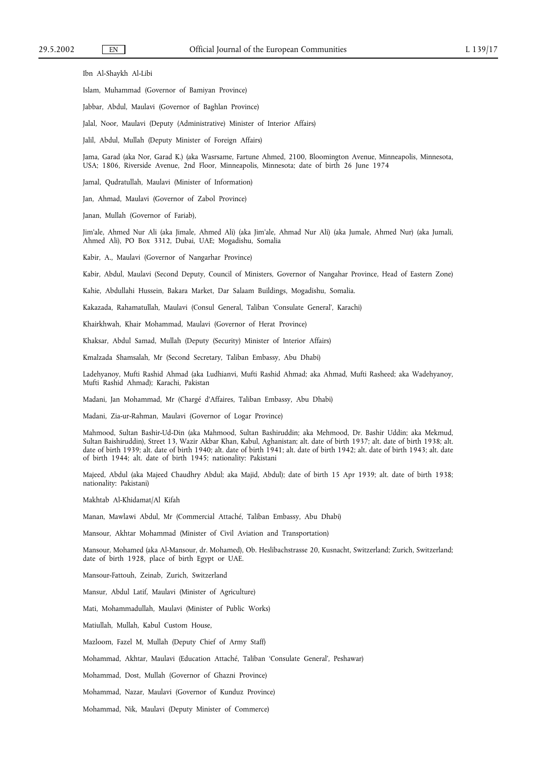Ibn Al-Shaykh Al-Libi

Islam, Muhammad (Governor of Bamiyan Province)

Jabbar, Abdul, Maulavi (Governor of Baghlan Province)

Jalal, Noor, Maulavi (Deputy (Administrative) Minister of Interior Affairs)

Jalil, Abdul, Mullah (Deputy Minister of Foreign Affairs)

Jama, Garad (aka Nor, Garad K.) (aka Wasrsame, Fartune Ahmed, 2100, Bloomington Avenue, Minneapolis, Minnesota, USA; 1806, Riverside Avenue, 2nd Floor, Minneapolis, Minnesota; date of birth 26 June 1974

Jamal, Qudratullah, Maulavi (Minister of Information)

Jan, Ahmad, Maulavi (Governor of Zabol Province)

Janan, Mullah (Governor of Fariab),

Jim'ale, Ahmed Nur Ali (aka Jimale, Ahmed Ali) (aka Jim'ale, Ahmad Nur Ali) (aka Jumale, Ahmed Nur) (aka Jumali, Ahmed Ali), PO Box 3312, Dubai, UAE; Mogadishu, Somalia

Kabir, A., Maulavi (Governor of Nangarhar Province)

Kabir, Abdul, Maulavi (Second Deputy, Council of Ministers, Governor of Nangahar Province, Head of Eastern Zone)

Kahie, Abdullahi Hussein, Bakara Market, Dar Salaam Buildings, Mogadishu, Somalia.

Kakazada, Rahamatullah, Maulavi (Consul General, Taliban 'Consulate General', Karachi)

Khairkhwah, Khair Mohammad, Maulavi (Governor of Herat Province)

Khaksar, Abdul Samad, Mullah (Deputy (Security) Minister of Interior Affairs)

Kmalzada Shamsalah, Mr (Second Secretary, Taliban Embassy, Abu Dhabi)

Ladehyanoy, Mufti Rashid Ahmad (aka Ludhianvi, Mufti Rashid Ahmad; aka Ahmad, Mufti Rasheed; aka Wadehyanoy, Mufti Rashid Ahmad); Karachi, Pakistan

Madani, Jan Mohammad, Mr (Chargé d'Affaires, Taliban Embassy, Abu Dhabi)

Madani, Zia-ur-Rahman, Maulavi (Governor of Logar Province)

Mahmood, Sultan Bashir-Ud-Din (aka Mahmood, Sultan Bashiruddin; aka Mehmood, Dr. Bashir Uddin; aka Mekmud, Sultan Baishiruddin), Street 13, Wazir Akbar Khan, Kabul, Aghanistan; alt. date of birth 1937; alt. date of birth 1938; alt. date of birth 1939; alt. date of birth 1940; alt. date of birth 1941; alt. date of birth 1942; alt. date of birth 1943; alt. date of birth 1944; alt. date of birth 1945; nationality: Pakistani

Majeed, Abdul (aka Majeed Chaudhry Abdul; aka Majid, Abdul); date of birth 15 Apr 1939; alt. date of birth 1938; nationality: Pakistani)

Makhtab Al-Khidamat/Al Kifah

Manan, Mawlawi Abdul, Mr (Commercial Attaché, Taliban Embassy, Abu Dhabi)

Mansour, Akhtar Mohammad (Minister of Civil Aviation and Transportation)

Mansour, Mohamed (aka Al-Mansour, dr. Mohamed), Ob. Heslibachstrasse 20, Kusnacht, Switzerland; Zurich, Switzerland; date of birth 1928, place of birth Egypt or UAE.

Mansour-Fattouh, Zeinab, Zurich, Switzerland

Mansur, Abdul Latif, Maulavi (Minister of Agriculture)

Mati, Mohammadullah, Maulavi (Minister of Public Works)

Matiullah, Mullah, Kabul Custom House,

Mazloom, Fazel M, Mullah (Deputy Chief of Army Staff)

Mohammad, Akhtar, Maulavi (Education Attaché, Taliban 'Consulate General', Peshawar)

Mohammad, Dost, Mullah (Governor of Ghazni Province)

Mohammad, Nazar, Maulavi (Governor of Kunduz Province)

Mohammad, Nik, Maulavi (Deputy Minister of Commerce)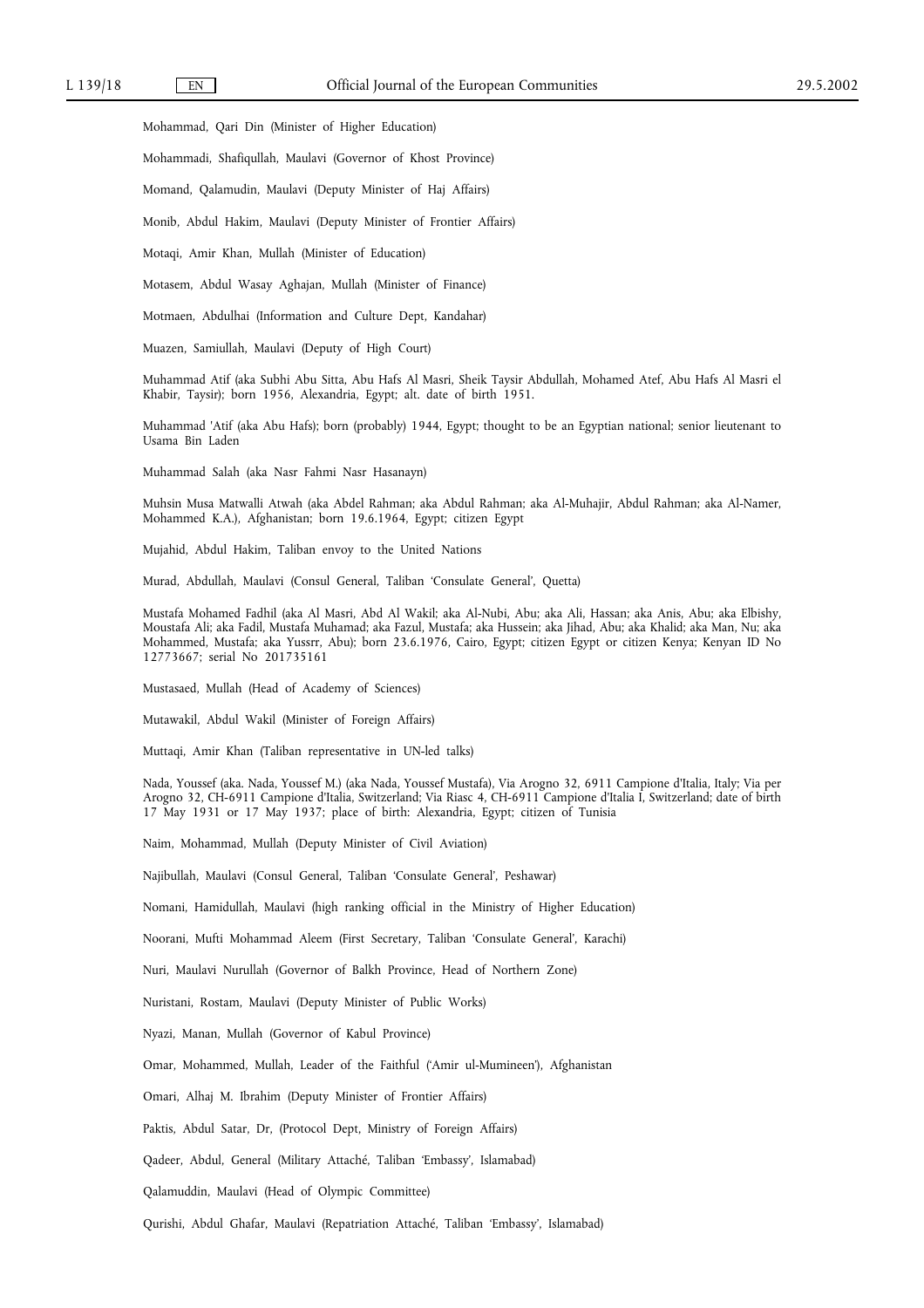Mohammad, Qari Din (Minister of Higher Education)

Mohammadi, Shafiqullah, Maulavi (Governor of Khost Province)

Momand, Qalamudin, Maulavi (Deputy Minister of Haj Affairs)

Monib, Abdul Hakim, Maulavi (Deputy Minister of Frontier Affairs)

Motaqi, Amir Khan, Mullah (Minister of Education)

Motasem, Abdul Wasay Aghajan, Mullah (Minister of Finance)

Motmaen, Abdulhai (Information and Culture Dept, Kandahar)

Muazen, Samiullah, Maulavi (Deputy of High Court)

Muhammad Atif (aka Subhi Abu Sitta, Abu Hafs Al Masri, Sheik Taysir Abdullah, Mohamed Atef, Abu Hafs Al Masri el Khabir, Taysir); born 1956, Alexandria, Egypt; alt. date of birth 1951.

Muhammad 'Atif (aka Abu Hafs); born (probably) 1944, Egypt; thought to be an Egyptian national; senior lieutenant to Usama Bin Laden

Muhammad Salah (aka Nasr Fahmi Nasr Hasanayn)

Muhsin Musa Matwalli Atwah (aka Abdel Rahman; aka Abdul Rahman; aka Al-Muhajir, Abdul Rahman; aka Al-Namer, Mohammed K.A.), Afghanistan; born 19.6.1964, Egypt; citizen Egypt

Mujahid, Abdul Hakim, Taliban envoy to the United Nations

Murad, Abdullah, Maulavi (Consul General, Taliban 'Consulate General', Quetta)

Mustafa Mohamed Fadhil (aka Al Masri, Abd Al Wakil; aka Al-Nubi, Abu; aka Ali, Hassan; aka Anis, Abu; aka Elbishy, Moustafa Ali; aka Fadil, Mustafa Muhamad; aka Fazul, Mustafa; aka Hussein; aka Jihad, Abu; aka Khalid; aka Man, Nu; aka Mohammed, Mustafa; aka Yussrr, Abu); born 23.6.1976, Cairo, Egypt; citizen Egypt or citizen Kenya; Kenyan ID No 12773667; serial No 201735161

Mustasaed, Mullah (Head of Academy of Sciences)

Mutawakil, Abdul Wakil (Minister of Foreign Affairs)

Muttaqi, Amir Khan (Taliban representative in UN-led talks)

Nada, Youssef (aka. Nada, Youssef M.) (aka Nada, Youssef Mustafa), Via Arogno 32, 6911 Campione d'Italia, Italy; Via per Arogno 32, CH-6911 Campione d'Italia, Switzerland; Via Riasc 4, CH-6911 Campione d'Italia I, Switzerland; date of birth 17 May 1931 or 17 May 1937; place of birth: Alexandria, Egypt; citizen of Tunisia

Naim, Mohammad, Mullah (Deputy Minister of Civil Aviation)

Najibullah, Maulavi (Consul General, Taliban 'Consulate General', Peshawar)

Nomani, Hamidullah, Maulavi (high ranking official in the Ministry of Higher Education)

Noorani, Mufti Mohammad Aleem (First Secretary, Taliban 'Consulate General', Karachi)

Nuri, Maulavi Nurullah (Governor of Balkh Province, Head of Northern Zone)

Nuristani, Rostam, Maulavi (Deputy Minister of Public Works)

Nyazi, Manan, Mullah (Governor of Kabul Province)

Omar, Mohammed, Mullah, Leader of the Faithful ('Amir ul-Mumineen'), Afghanistan

Omari, Alhaj M. Ibrahim (Deputy Minister of Frontier Affairs)

Paktis, Abdul Satar, Dr, (Protocol Dept, Ministry of Foreign Affairs)

Qadeer, Abdul, General (Military Attaché, Taliban 'Embassy', Islamabad)

Qalamuddin, Maulavi (Head of Olympic Committee)

Qurishi, Abdul Ghafar, Maulavi (Repatriation Attaché, Taliban 'Embassy', Islamabad)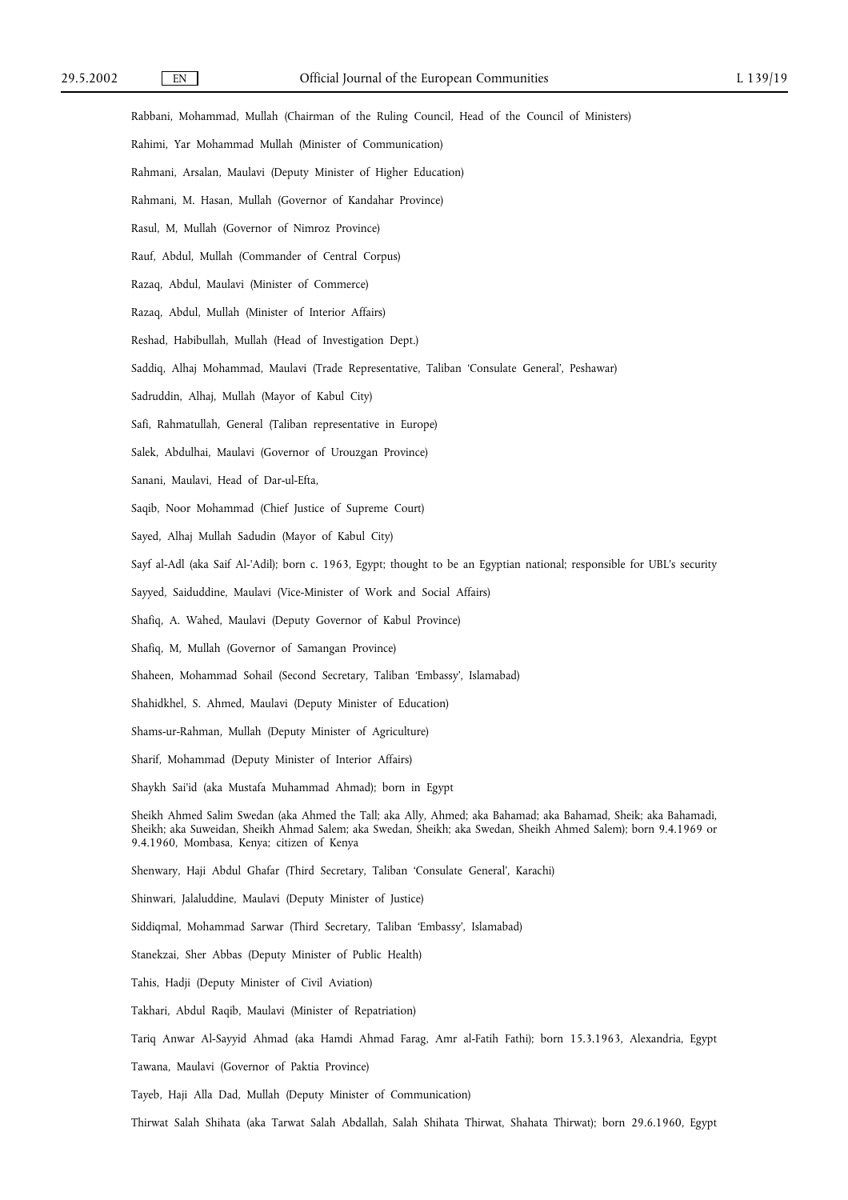Rabbani, Mohammad, Mullah (Chairman of the Ruling Council, Head of the Council of Ministers)

Rahimi, Yar Mohammad Mullah (Minister of Communication)

Rahmani, Arsalan, Maulavi (Deputy Minister of Higher Education)

Rahmani, M. Hasan, Mullah (Governor of Kandahar Province)

Rasul, M, Mullah (Governor of Nimroz Province)

Rauf, Abdul, Mullah (Commander of Central Corpus)

Razaq, Abdul, Maulavi (Minister of Commerce)

Razaq, Abdul, Mullah (Minister of Interior Affairs)

Reshad, Habibullah, Mullah (Head of Investigation Dept.)

Saddiq, Alhaj Mohammad, Maulavi (Trade Representative, Taliban 'Consulate General', Peshawar)

Sadruddin, Alhaj, Mullah (Mayor of Kabul City)

Safi, Rahmatullah, General (Taliban representative in Europe)

Salek, Abdulhai, Maulavi (Governor of Urouzgan Province)

Sanani, Maulavi, Head of Dar-ul-Efta,

Saqib, Noor Mohammad (Chief Justice of Supreme Court)

Sayed, Alhaj Mullah Sadudin (Mayor of Kabul City)

Sayf al-Adl (aka Saif Al-'Adil); born c. 1963, Egypt; thought to be an Egyptian national; responsible for UBL's security

Sayyed, Saiduddine, Maulavi (Vice-Minister of Work and Social Affairs)

Shafiq, A. Wahed, Maulavi (Deputy Governor of Kabul Province)

Shafiq, M, Mullah (Governor of Samangan Province)

Shaheen, Mohammad Sohail (Second Secretary, Taliban 'Embassy', Islamabad)

Shahidkhel, S. Ahmed, Maulavi (Deputy Minister of Education)

Shams-ur-Rahman, Mullah (Deputy Minister of Agriculture)

Sharif, Mohammad (Deputy Minister of Interior Affairs)

Shaykh Sai'id (aka Mustafa Muhammad Ahmad); born in Egypt

Sheikh Ahmed Salim Swedan (aka Ahmed the Tall; aka Ally, Ahmed; aka Bahamad; aka Bahamad, Sheik; aka Bahamadi, Sheikh; aka Suweidan, Sheikh Ahmad Salem; aka Swedan, Sheikh; aka Swedan, Sheikh Ahmed Salem); born 9.4.1969 or 9.4.1960, Mombasa, Kenya; citizen of Kenya

Shenwary, Haji Abdul Ghafar (Third Secretary, Taliban 'Consulate General', Karachi)

Shinwari, Jalaluddine, Maulavi (Deputy Minister of Justice)

Siddiqmal, Mohammad Sarwar (Third Secretary, Taliban 'Embassy', Islamabad)

Stanekzai, Sher Abbas (Deputy Minister of Public Health)

Tahis, Hadji (Deputy Minister of Civil Aviation)

Takhari, Abdul Raqib, Maulavi (Minister of Repatriation)

Tariq Anwar Al-Sayyid Ahmad (aka Hamdi Ahmad Farag, Amr al-Fatih Fathi); born 15.3.1963, Alexandria, Egypt

Tawana, Maulavi (Governor of Paktia Province)

Tayeb, Haji Alla Dad, Mullah (Deputy Minister of Communication)

Thirwat Salah Shihata (aka Tarwat Salah Abdallah, Salah Shihata Thirwat, Shahata Thirwat); born 29.6.1960, Egypt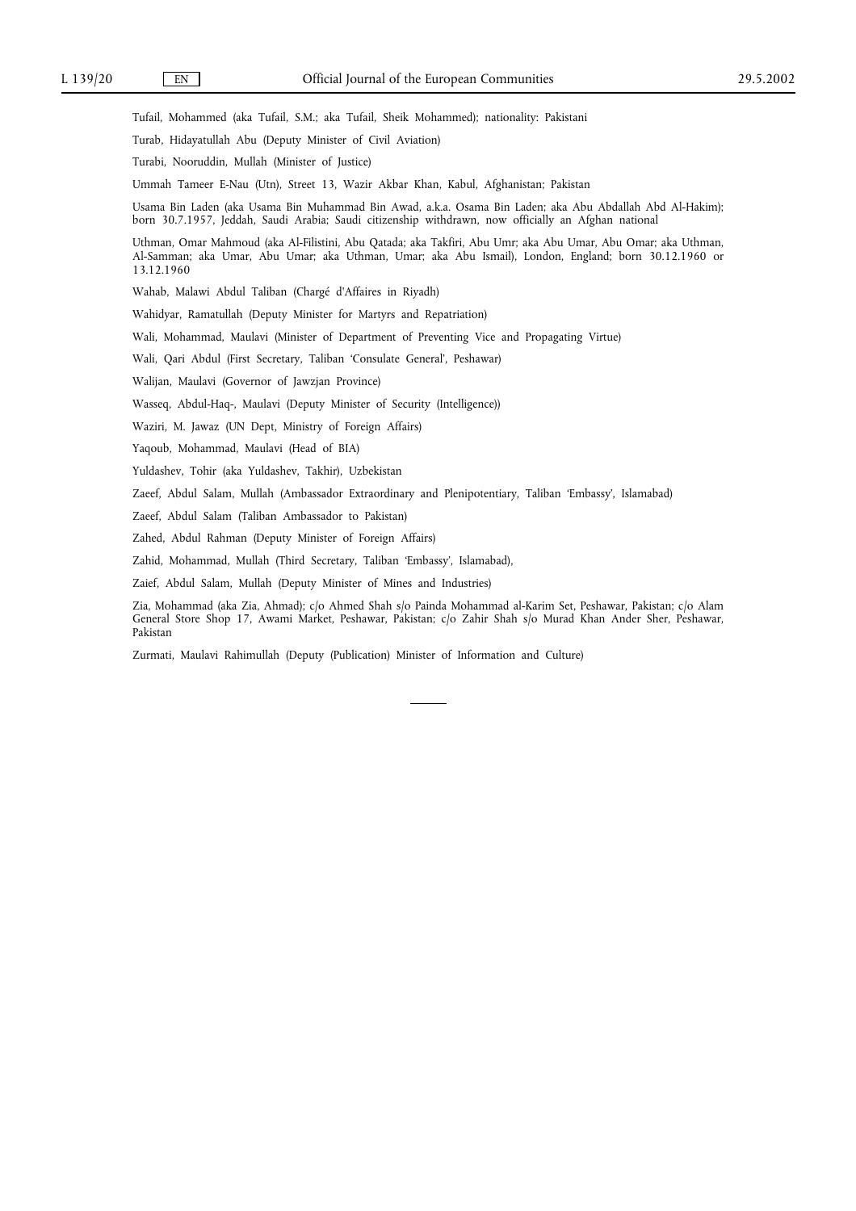Tufail, Mohammed (aka Tufail, S.M.; aka Tufail, Sheik Mohammed); nationality: Pakistani

Turab, Hidayatullah Abu (Deputy Minister of Civil Aviation)

Turabi, Nooruddin, Mullah (Minister of Justice)

Ummah Tameer E-Nau (Utn), Street 13, Wazir Akbar Khan, Kabul, Afghanistan; Pakistan

Usama Bin Laden (aka Usama Bin Muhammad Bin Awad, a.k.a. Osama Bin Laden; aka Abu Abdallah Abd Al-Hakim); born 30.7.1957, Jeddah, Saudi Arabia; Saudi citizenship withdrawn, now officially an Afghan national

Uthman, Omar Mahmoud (aka Al-Filistini, Abu Qatada; aka Takfiri, Abu Umr; aka Abu Umar, Abu Omar; aka Uthman, Al-Samman; aka Umar, Abu Umar; aka Uthman, Umar; aka Abu Ismail), London, England; born 30.12.1960 or 13.12.1960

Wahab, Malawi Abdul Taliban (Chargé d'Affaires in Riyadh)

Wahidyar, Ramatullah (Deputy Minister for Martyrs and Repatriation)

Wali, Mohammad, Maulavi (Minister of Department of Preventing Vice and Propagating Virtue)

Wali, Qari Abdul (First Secretary, Taliban 'Consulate General', Peshawar)

Walijan, Maulavi (Governor of Jawzjan Province)

Wasseq, Abdul-Haq-, Maulavi (Deputy Minister of Security (Intelligence))

Waziri, M. Jawaz (UN Dept, Ministry of Foreign Affairs)

Yaqoub, Mohammad, Maulavi (Head of BIA)

Yuldashev, Tohir (aka Yuldashev, Takhir), Uzbekistan

Zaeef, Abdul Salam, Mullah (Ambassador Extraordinary and Plenipotentiary, Taliban 'Embassy', Islamabad)

Zaeef, Abdul Salam (Taliban Ambassador to Pakistan)

Zahed, Abdul Rahman (Deputy Minister of Foreign Affairs)

Zahid, Mohammad, Mullah (Third Secretary, Taliban 'Embassy', Islamabad),

Zaief, Abdul Salam, Mullah (Deputy Minister of Mines and Industries)

Zia, Mohammad (aka Zia, Ahmad); c/o Ahmed Shah s/o Painda Mohammad al-Karim Set, Peshawar, Pakistan; c/o Alam General Store Shop 17, Awami Market, Peshawar, Pakistan; c/o Zahir Shah s/o Murad Khan Ander Sher, Peshawar, Pakistan

Zurmati, Maulavi Rahimullah (Deputy (Publication) Minister of Information and Culture)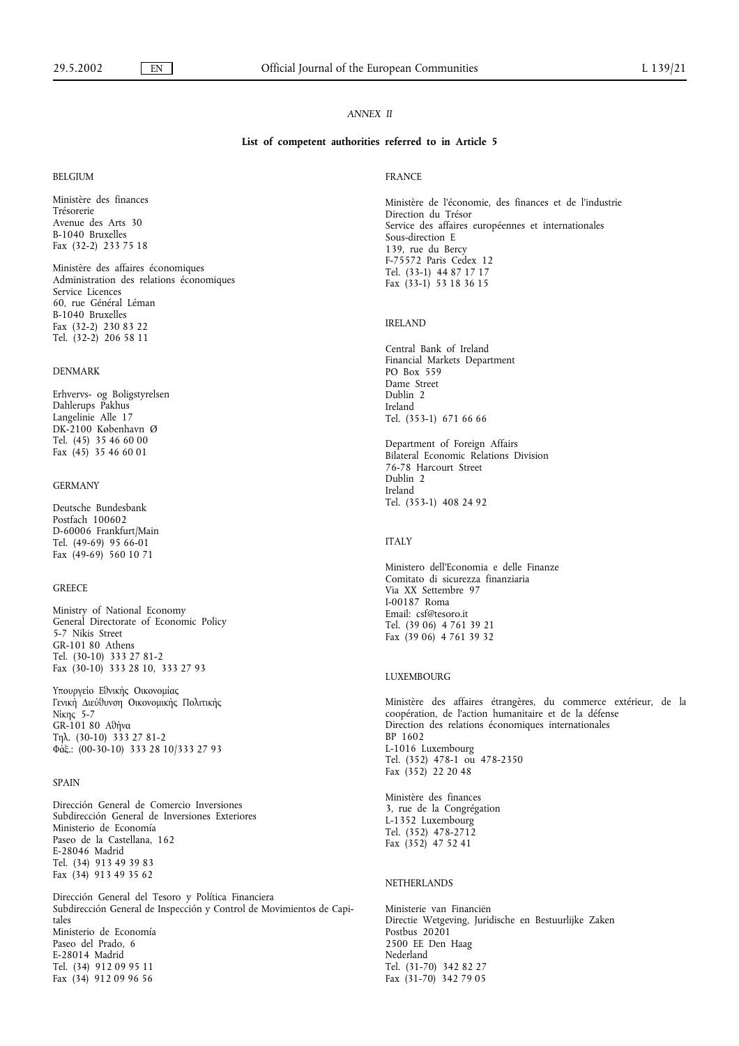*ANNEX II*

**List of competent authorities referred to in Article 5**

BELGIUM

Ministère des finances
Trésorerie
Avenue des Arts 30
B-1040 Bruxelles
Fax (32-2) 233 75 18

Ministère des affaires économiques
Administration des relations économiques
Service Licences
60, rue Général Léman
B-1040 Bruxelles
Fax (32-2) 230 83 22
Tel. (32-2) 206 58 11

DENMARK

Erhvervs- og Boligstyrelsen
Dahlerups Pakhus
Langelinie Alle 17
DK-2100 København Ø
Tel. (45) 35 46 60 00
Fax (45) 35 46 60 01

GERMANY

Deutsche Bundesbank
Postfach 100602
D-60006 Frankfurt/Main
Tel. (49-69) 95 66-01
Fax (49-69) 560 10 71

GREECE

Ministry of National Economy
General Directorate of Economic Policy
5-7 Nikis Street
GR-101 80 Athens
Tel. (30-10) 333 27 81-2
Fax (30-10) 333 28 10, 333 27 93

Υπουργείο Εθνικής Οικονομίας
Γενική Διεύθυνση Οικονομικής Πολιτικής
Νίκης 5-7
GR-101 80 Αθήνα
Τηλ. (30-10) 333 27 81-2
Φάξ.: (00-30-10) 333 28 10/333 27 93

SPAIN

Dirección General de Comercio Inversiones
Subdirección General de Inversiones Exteriores
Ministerio de Economía
Paseo de la Castellana, 162
E-28046 Madrid
Tel. (34) 913 49 39 83
Fax (34) 913 49 35 62

Dirección General del Tesoro y Política Financiera
Subdirección General de Inspección y Control de Movimientos de Capitales
Ministerio de Economía
Paseo del Prado, 6
E-28014 Madrid
Tel. (34) 912 09 95 11
Fax (34) 912 09 96 56

FRANCE

Ministère de l'économie, des finances et de l'industrie
Direction du Trésor
Service des affaires européennes et internationales
Sous-direction E
139, rue du Bercy
F-75572 Paris Cedex 12
Tel. (33-1) 44 87 17 17
Fax (33-1) 53 18 36 15

IRELAND

Central Bank of Ireland
Financial Markets Department
PO Box 559
Dame Street
Dublin 2
Ireland
Tel. (353-1) 671 66 66

Department of Foreign Affairs
Bilateral Economic Relations Division
76-78 Harcourt Street
Dublin 2
Ireland
Tel. (353-1) 408 24 92

ITALY

Ministero dell'Economia e delle Finanze
Comitato di sicurezza finanziaria
Via XX Settembre 97
I-00187 Roma
Email: csf@tesoro.it
Tel. (39 06) 4 761 39 21
Fax (39 06) 4 761 39 32

LUXEMBOURG

Ministère des affaires étrangères, du commerce extérieur, de la coopération, de l'action humanitaire et de la défense
Direction des relations économiques internationales
BP 1602
L-1016 Luxembourg
Tel. (352) 478-1 ou 478-2350
Fax (352) 22 20 48

Ministère des finances
3, rue de la Congrégation
L-1352 Luxembourg
Tel. (352) 478-2712
Fax (352) 47 52 41

NETHERLANDS

Ministerie van Financiën
Directie Wetgeving, Juridische en Bestuurlijke Zaken
Postbus 20201
2500 EE Den Haag
Nederland
Tel. (31-70) 342 82 27
Fax (31-70) 342 79 05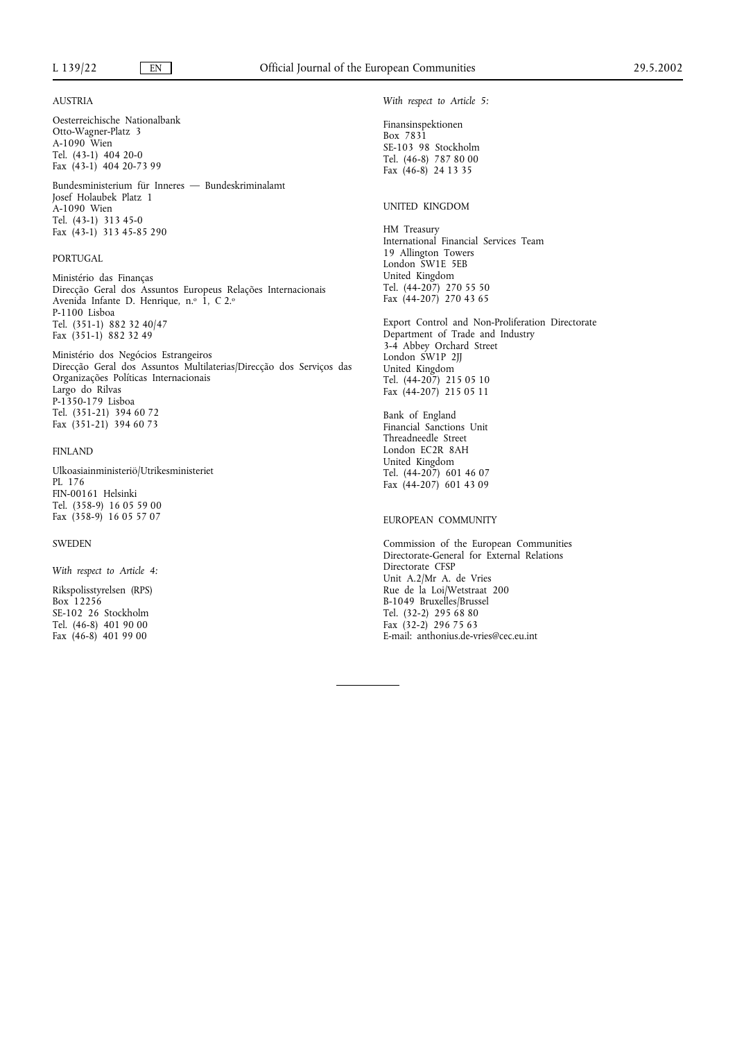AUSTRIA

Oesterreichische Nationalbank
Otto-Wagner-Platz 3
A-1090 Wien
Tel. (43-1) 404 20-0
Fax (43-1) 404 20-73 99

Bundesministerium für Inneres — Bundeskriminalamt
Josef Holaubek Platz 1
A-1090 Wien
Tel. (43-1) 313 45-0
Fax (43-1) 313 45-85 290

PORTUGAL

Ministério das Finanças
Direcção Geral dos Assuntos Europeus Relações Internacionais
Avenida Infante D. Henrique, n.º 1, C 2.º
P-1100 Lisboa
Tel. (351-1) 882 32 40/47
Fax (351-1) 882 32 49

Ministério dos Negócios Estrangeiros
Direcção Geral dos Assuntos Multilaterias/Direcção dos Serviços das Organizações Políticas Internacionais
Largo do Rilvas
P-1350-179 Lisboa
Tel. (351-21) 394 60 72
Fax (351-21) 394 60 73

FINLAND

Ulkoasiainministeriö/Utrikesministeriet
PL 176
FIN-00161 Helsinki
Tel. (358-9) 16 05 59 00
Fax (358-9) 16 05 57 07

SWEDEN

*With respect to Article 4:*

Rikspolisstyrelsen (RPS)
Box 12256
SE-102 26 Stockholm
Tel. (46-8) 401 90 00
Fax (46-8) 401 99 00

*With respect to Article 5:*

Finansinspektionen
Box 7831
SE-103 98 Stockholm
Tel. (46-8) 787 80 00
Fax (46-8) 24 13 35

UNITED KINGDOM

HM Treasury
International Financial Services Team
19 Allington Towers
London SW1E 5EB
United Kingdom
Tel. (44-207) 270 55 50
Fax (44-207) 270 43 65

Export Control and Non-Proliferation Directorate
Department of Trade and Industry
3-4 Abbey Orchard Street
London SW1P 2JJ
United Kingdom
Tel. (44-207) 215 05 10
Fax (44-207) 215 05 11

Bank of England
Financial Sanctions Unit
Threadneedle Street
London EC2R 8AH
United Kingdom
Tel. (44-207) 601 46 07
Fax (44-207) 601 43 09

EUROPEAN COMMUNITY

Commission of the European Communities
Directorate-General for External Relations
Directorate CFSP
Unit A.2/Mr A. de Vries
Rue de la Loi/Wetstraat 200
B-1049 Bruxelles/Brussel
Tel. (32-2) 295 68 80
Fax (32-2) 296 75 63
E-mail: anthonius.de-vries@cec.eu.int